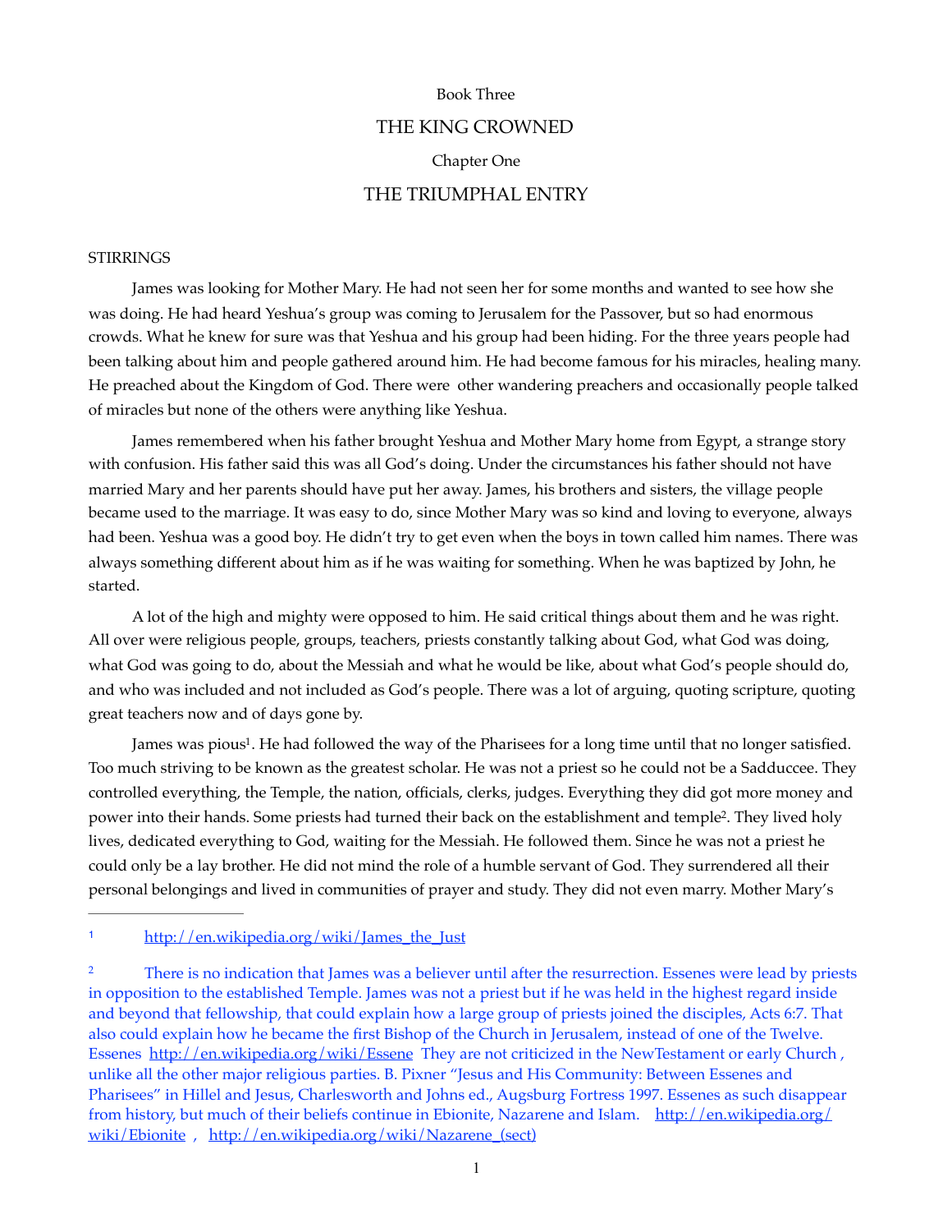Book Three

# THE KING CROWNED

Chapter One

## THE TRIUMPHAL ENTRY

### STIRRINGS

James was looking for Mother Mary. He had not seen her for some months and wanted to see how she was doing. He had heard Yeshua's group was coming to Jerusalem for the Passover, but so had enormous crowds. What he knew for sure was that Yeshua and his group had been hiding. For the three years people had been talking about him and people gathered around him. He had become famous for his miracles, healing many. He preached about the Kingdom of God. There were other wandering preachers and occasionally people talked of miracles but none of the others were anything like Yeshua.

James remembered when his father brought Yeshua and Mother Mary home from Egypt, a strange story with confusion. His father said this was all God's doing. Under the circumstances his father should not have married Mary and her parents should have put her away. James, his brothers and sisters, the village people became used to the marriage. It was easy to do, since Mother Mary was so kind and loving to everyone, always had been. Yeshua was a good boy. He didn't try to get even when the boys in town called him names. There was always something different about him as if he was waiting for something. When he was baptized by John, he started.

A lot of the high and mighty were opposed to him. He said critical things about them and he was right. All over were religious people, groups, teachers, priests constantly talking about God, what God was doing, what God was going to do, about the Messiah and what he would be like, about what God's people should do, and who was included and not included as God's people. There was a lot of arguing, quoting scripture, quoting great teachers now and of days gone by.

James was pious[1]. He had followed the way of the Pharisees for a long time until that no longer satisfied. Too much striving to be known as the greatest scholar. He was not a priest so he could not be a Sadducee. They controlled everything, the Temple, the nation, officials, clerks, judges. Everything they did got more money and power into their hands. Some priests had turned their back on the establishment and temple[2]. They lived holy lives, dedicated everything to God, waiting for the Messiah. He followed them. Since he was not a priest he could only be a lay brother. He did not mind the role of a humble servant of God. They surrendered all their personal belongings and lived in communities of prayer and study. They did not even marry. Mother Mary's

---

[1] http://en.wikipedia.org/wiki/James_the_Just

[2] There is no indication that James was a believer until after the resurrection. Essenes were lead by priests in opposition to the established Temple. James was not a priest but if he was held in the highest regard inside and beyond that fellowship, that could explain how a large group of priests joined the disciples, Acts 6:7. That also could explain how he became the first Bishop of the Church in Jerusalem, instead of one of the Twelve. Essenes http://en.wikipedia.org/wiki/Essene They are not criticized in the NewTestament or early Church , unlike all the other major religious parties. B. Pixner "Jesus and His Community: Between Essenes and Pharisees" in Hillel and Jesus, Charlesworth and Johns ed., Augsburg Fortress 1997. Essenes as such disappear from history, but much of their beliefs continue in Ebionite, Nazarene and Islam. http://en.wikipedia.org/wiki/Ebionite , http://en.wikipedia.org/wiki/Nazarene_(sect)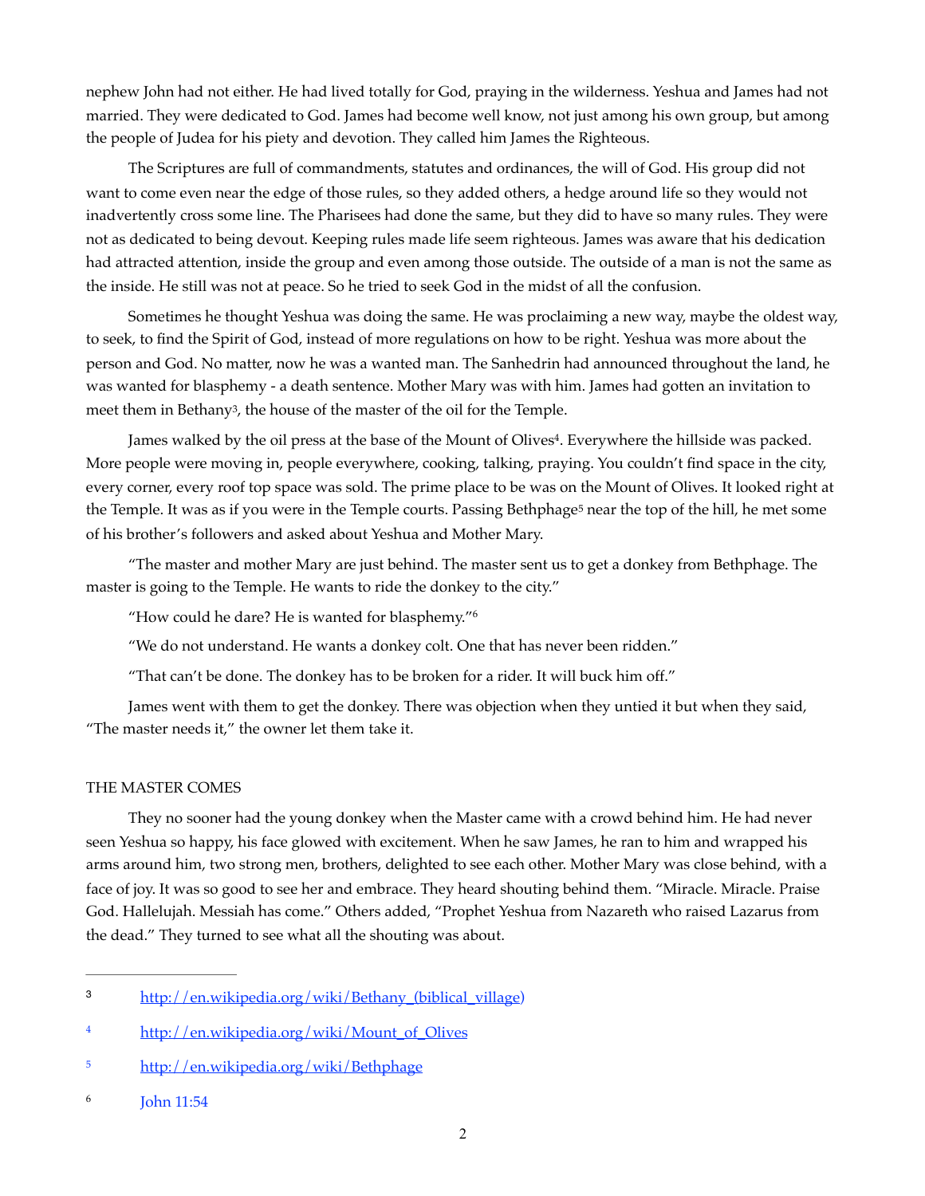nephew John had not either. He had lived totally for God, praying in the wilderness. Yeshua and James had not married. They were dedicated to God. James had become well know, not just among his own group, but among the people of Judea for his piety and devotion. They called him James the Righteous.

The Scriptures are full of commandments, statutes and ordinances, the will of God. His group did not want to come even near the edge of those rules, so they added others, a hedge around life so they would not inadvertently cross some line. The Pharisees had done the same, but they did to have so many rules. They were not as dedicated to being devout. Keeping rules made life seem righteous. James was aware that his dedication had attracted attention, inside the group and even among those outside. The outside of a man is not the same as the inside. He still was not at peace. So he tried to seek God in the midst of all the confusion.

Sometimes he thought Yeshua was doing the same. He was proclaiming a new way, maybe the oldest way, to seek, to find the Spirit of God, instead of more regulations on how to be right. Yeshua was more about the person and God. No matter, now he was a wanted man. The Sanhedrin had announced throughout the land, he was wanted for blasphemy - a death sentence. Mother Mary was with him. James had gotten an invitation to meet them in Bethany[3], the house of the master of the oil for the Temple.

James walked by the oil press at the base of the Mount of Olives[4]. Everywhere the hillside was packed. More people were moving in, people everywhere, cooking, talking, praying. You couldn't find space in the city, every corner, every roof top space was sold. The prime place to be was on the Mount of Olives. It looked right at the Temple. It was as if you were in the Temple courts. Passing Bethphage[5] near the top of the hill, he met some of his brother's followers and asked about Yeshua and Mother Mary.

"The master and mother Mary are just behind. The master sent us to get a donkey from Bethphage. The master is going to the Temple. He wants to ride the donkey to the city."

"How could he dare? He is wanted for blasphemy."[6]

"We do not understand. He wants a donkey colt. One that has never been ridden."

"That can't be done. The donkey has to be broken for a rider. It will buck him off."

James went with them to get the donkey. There was objection when they untied it but when they said, "The master needs it," the owner let them take it.

## THE MASTER COMES

They no sooner had the young donkey when the Master came with a crowd behind him. He had never seen Yeshua so happy, his face glowed with excitement. When he saw James, he ran to him and wrapped his arms around him, two strong men, brothers, delighted to see each other. Mother Mary was close behind, with a face of joy. It was so good to see her and embrace. They heard shouting behind them. "Miracle. Miracle. Praise God. Hallelujah. Messiah has come." Others added, "Prophet Yeshua from Nazareth who raised Lazarus from the dead." They turned to see what all the shouting was about.

---

[3] http://en.wikipedia.org/wiki/Bethany_(biblical_village)

[4] http://en.wikipedia.org/wiki/Mount_of_Olives

[5] http://en.wikipedia.org/wiki/Bethphage

[6] John 11:54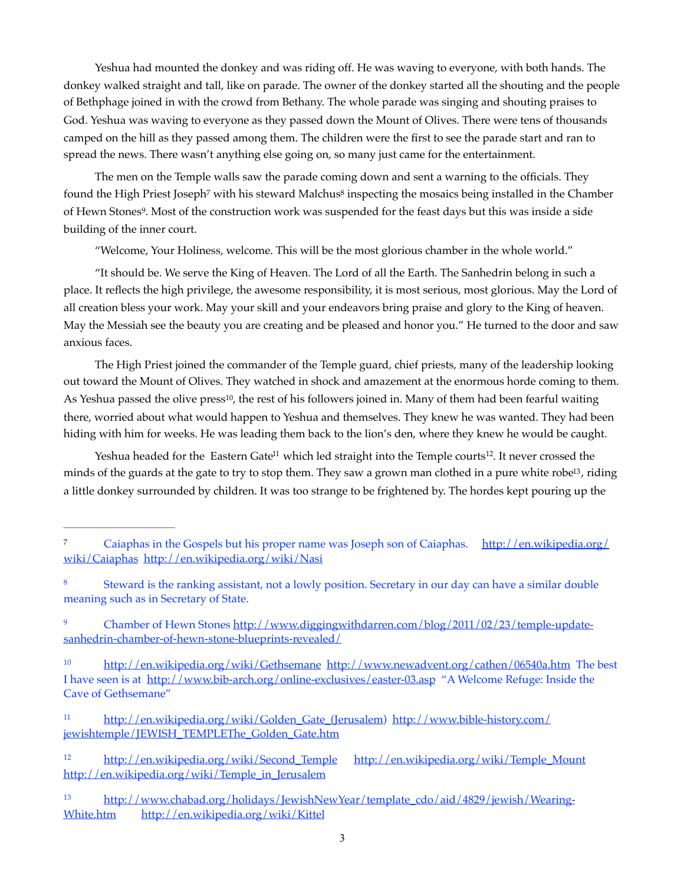Yeshua had mounted the donkey and was riding off. He was waving to everyone, with both hands. The donkey walked straight and tall, like on parade. The owner of the donkey started all the shouting and the people of Bethphage joined in with the crowd from Bethany. The whole parade was singing and shouting praises to God. Yeshua was waving to everyone as they passed down the Mount of Olives. There were tens of thousands camped on the hill as they passed among them. The children were the first to see the parade start and ran to spread the news. There wasn't anything else going on, so many just came for the entertainment.

The men on the Temple walls saw the parade coming down and sent a warning to the officials. They found the High Priest Joseph[7] with his steward Malchus[8] inspecting the mosaics being installed in the Chamber of Hewn Stones[9]. Most of the construction work was suspended for the feast days but this was inside a side building of the inner court.

"Welcome, Your Holiness, welcome. This will be the most glorious chamber in the whole world."

"It should be. We serve the King of Heaven. The Lord of all the Earth. The Sanhedrin belong in such a place. It reflects the high privilege, the awesome responsibility, it is most serious, most glorious. May the Lord of all creation bless your work. May your skill and your endeavors bring praise and glory to the King of heaven. May the Messiah see the beauty you are creating and be pleased and honor you." He turned to the door and saw anxious faces.

The High Priest joined the commander of the Temple guard, chief priests, many of the leadership looking out toward the Mount of Olives. They watched in shock and amazement at the enormous horde coming to them. As Yeshua passed the olive press[10], the rest of his followers joined in. Many of them had been fearful waiting there, worried about what would happen to Yeshua and themselves. They knew he was wanted. They had been hiding with him for weeks. He was leading them back to the lion's den, where they knew he would be caught.

Yeshua headed for the Eastern Gate[11] which led straight into the Temple courts[12]. It never crossed the minds of the guards at the gate to try to stop them. They saw a grown man clothed in a pure white robe[13], riding a little donkey surrounded by children. It was too strange to be frightened by. The hordes kept pouring up the

---

[7] Caiaphas in the Gospels but his proper name was Joseph son of Caiaphas. http://en.wikipedia.org/wiki/Caiaphas http://en.wikipedia.org/wiki/Nasi

[8] Steward is the ranking assistant, not a lowly position. Secretary in our day can have a similar double meaning such as in Secretary of State.

[9] Chamber of Hewn Stones http://www.diggingwithdarren.com/blog/2011/02/23/temple-update-sanhedrin-chamber-of-hewn-stone-blueprints-revealed/

[10] http://en.wikipedia.org/wiki/Gethsemane http://www.newadvent.org/cathen/06540a.htm The best I have seen is at http://www.bib-arch.org/online-exclusives/easter-03.asp "A Welcome Refuge: Inside the Cave of Gethsemane"

[11] http://en.wikipedia.org/wiki/Golden_Gate_(Jerusalem) http://www.bible-history.com/jewishtemple/JEWISH_TEMPLEThe_Golden_Gate.htm

[12] http://en.wikipedia.org/wiki/Second_Temple http://en.wikipedia.org/wiki/Temple_Mount http://en.wikipedia.org/wiki/Temple_in_Jerusalem

[13] http://www.chabad.org/holidays/JewishNewYear/template_cdo/aid/4829/jewish/Wearing-White.htm http://en.wikipedia.org/wiki/Kittel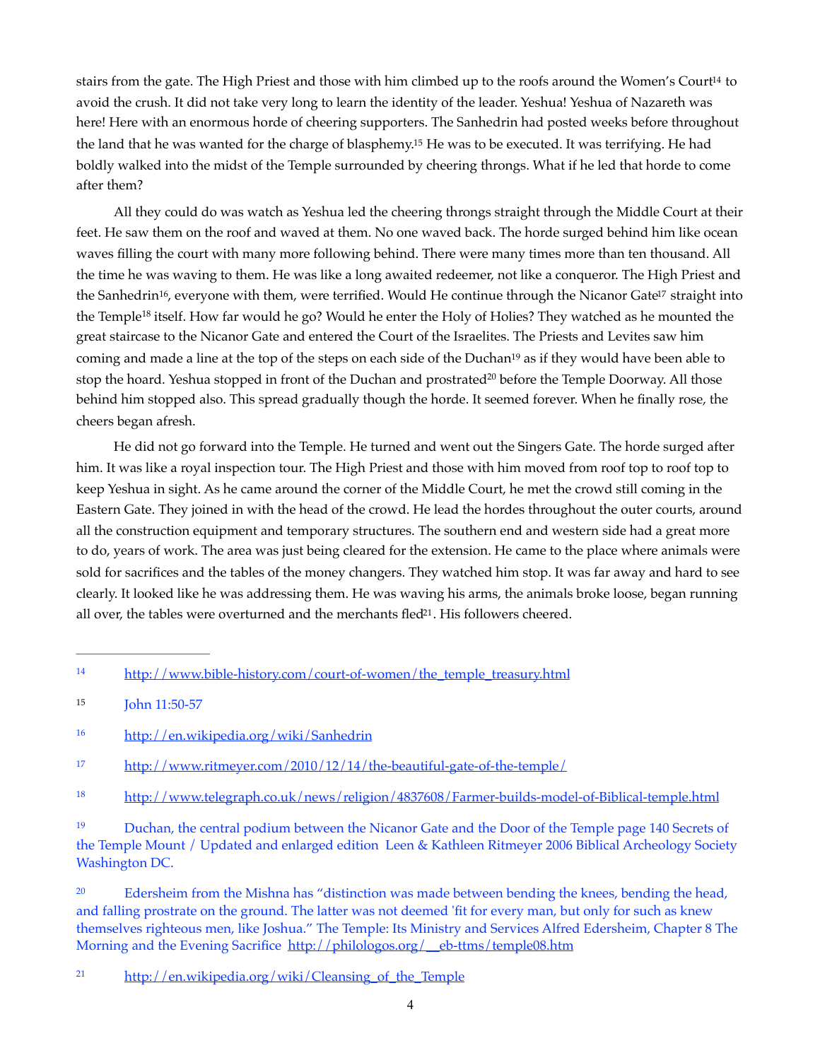stairs from the gate. The High Priest and those with him climbed up to the roofs around the Women's Court[14] to avoid the crush. It did not take very long to learn the identity of the leader. Yeshua! Yeshua of Nazareth was here! Here with an enormous horde of cheering supporters. The Sanhedrin had posted weeks before throughout the land that he was wanted for the charge of blasphemy.[15] He was to be executed. It was terrifying. He had boldly walked into the midst of the Temple surrounded by cheering throngs. What if he led that horde to come after them?

All they could do was watch as Yeshua led the cheering throngs straight through the Middle Court at their feet. He saw them on the roof and waved at them. No one waved back. The horde surged behind him like ocean waves filling the court with many more following behind. There were many times more than ten thousand. All the time he was waving to them. He was like a long awaited redeemer, not like a conqueror. The High Priest and the Sanhedrin[16], everyone with them, were terrified. Would He continue through the Nicanor Gate[17] straight into the Temple[18] itself. How far would he go? Would he enter the Holy of Holies? They watched as he mounted the great staircase to the Nicanor Gate and entered the Court of the Israelites. The Priests and Levites saw him coming and made a line at the top of the steps on each side of the Duchan[19] as if they would have been able to stop the hoard. Yeshua stopped in front of the Duchan and prostrated[20] before the Temple Doorway. All those behind him stopped also. This spread gradually though the horde. It seemed forever. When he finally rose, the cheers began afresh.

He did not go forward into the Temple. He turned and went out the Singers Gate. The horde surged after him. It was like a royal inspection tour. The High Priest and those with him moved from roof top to roof top to keep Yeshua in sight. As he came around the corner of the Middle Court, he met the crowd still coming in the Eastern Gate. They joined in with the head of the crowd. He lead the hordes throughout the outer courts, around all the construction equipment and temporary structures. The southern end and western side had a great more to do, years of work. The area was just being cleared for the extension. He came to the place where animals were sold for sacrifices and the tables of the money changers. They watched him stop. It was far away and hard to see clearly. It looked like he was addressing them. He was waving his arms, the animals broke loose, began running all over, the tables were overturned and the merchants fled[21]. His followers cheered.

---

14 http://www.bible-history.com/court-of-women/the_temple_treasury.html

15 John 11:50-57

16 http://en.wikipedia.org/wiki/Sanhedrin

17 http://www.ritmeyer.com/2010/12/14/the-beautiful-gate-of-the-temple/

18 http://www.telegraph.co.uk/news/religion/4837608/Farmer-builds-model-of-Biblical-temple.html

19 Duchan, the central podium between the Nicanor Gate and the Door of the Temple page 140 Secrets of the Temple Mount / Updated and enlarged edition Leen & Kathleen Ritmeyer 2006 Biblical Archeology Society Washington DC.

20 Edersheim from the Mishna has "distinction was made between bending the knees, bending the head, and falling prostrate on the ground. The latter was not deemed 'fit for every man, but only for such as knew themselves righteous men, like Joshua." The Temple: Its Ministry and Services Alfred Edersheim, Chapter 8 The Morning and the Evening Sacrifice http://philologos.org/__eb-ttms/temple08.htm

21 http://en.wikipedia.org/wiki/Cleansing_of_the_Temple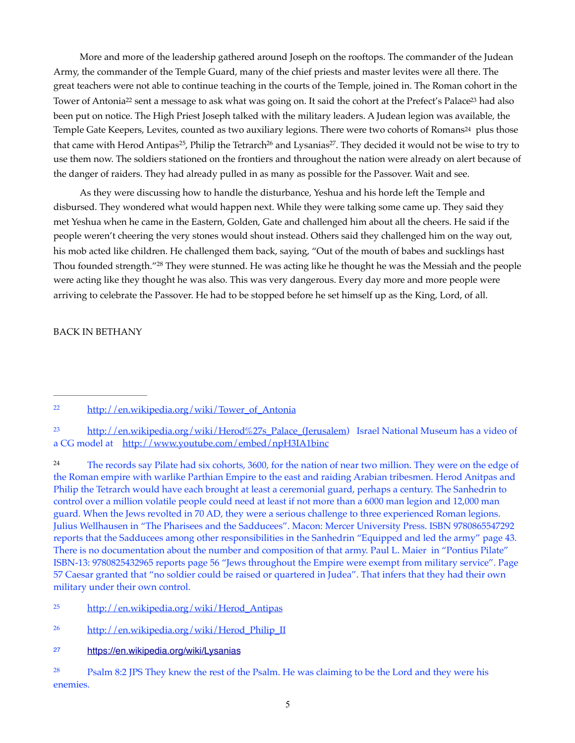More and more of the leadership gathered around Joseph on the rooftops. The commander of the Judean Army, the commander of the Temple Guard, many of the chief priests and master levites were all there. The great teachers were not able to continue teaching in the courts of the Temple, joined in. The Roman cohort in the Tower of Antonia[22] sent a message to ask what was going on. It said the cohort at the Prefect's Palace[23] had also been put on notice. The High Priest Joseph talked with the military leaders. A Judean legion was available, the Temple Gate Keepers, Levites, counted as two auxiliary legions. There were two cohorts of Romans[24] plus those that came with Herod Antipas[25], Philip the Tetrarch[26] and Lysanias[27]. They decided it would not be wise to try to use them now. The soldiers stationed on the frontiers and throughout the nation were already on alert because of the danger of raiders. They had already pulled in as many as possible for the Passover. Wait and see.

As they were discussing how to handle the disturbance, Yeshua and his horde left the Temple and disbursed. They wondered what would happen next. While they were talking some came up. They said they met Yeshua when he came in the Eastern, Golden, Gate and challenged him about all the cheers. He said if the people weren't cheering the very stones would shout instead. Others said they challenged him on the way out, his mob acted like children. He challenged them back, saying, "Out of the mouth of babes and sucklings hast Thou founded strength."[28] They were stunned. He was acting like he thought he was the Messiah and the people were acting like they thought he was also. This was very dangerous. Every day more and more people were arriving to celebrate the Passover. He had to be stopped before he set himself up as the King, Lord, of all.

BACK IN BETHANY

---

[22] http://en.wikipedia.org/wiki/Tower_of_Antonia

[23] http://en.wikipedia.org/wiki/Herod%27s_Palace_(Jerusalem) Israel National Museum has a video of a CG model at http://www.youtube.com/embed/npH3IA1binc

[24] The records say Pilate had six cohorts, 3600, for the nation of near two million. They were on the edge of the Roman empire with warlike Parthian Empire to the east and raiding Arabian tribesmen. Herod Anitpas and Philip the Tetrarch would have each brought at least a ceremonial guard, perhaps a century. The Sanhedrin to control over a million volatile people could need at least if not more than a 6000 man legion and 12,000 man guard. When the Jews revolted in 70 AD, they were a serious challenge to three experienced Roman legions. Julius Wellhausen in "The Pharisees and the Sadducees". Macon: Mercer University Press. ISBN 9780865547292 reports that the Sadducees among other responsibilities in the Sanhedrin "Equipped and led the army" page 43. There is no documentation about the number and composition of that army. Paul L. Maier in "Pontius Pilate" ISBN-13: 9780825432965 reports page 56 "Jews throughout the Empire were exempt from military service". Page 57 Caesar granted that "no soldier could be raised or quartered in Judea". That infers that they had their own military under their own control.

[25] http://en.wikipedia.org/wiki/Herod_Antipas

[26] http://en.wikipedia.org/wiki/Herod_Philip_II

[27] https://en.wikipedia.org/wiki/Lysanias

[28] Psalm 8:2 JPS They knew the rest of the Psalm. He was claiming to be the Lord and they were his enemies.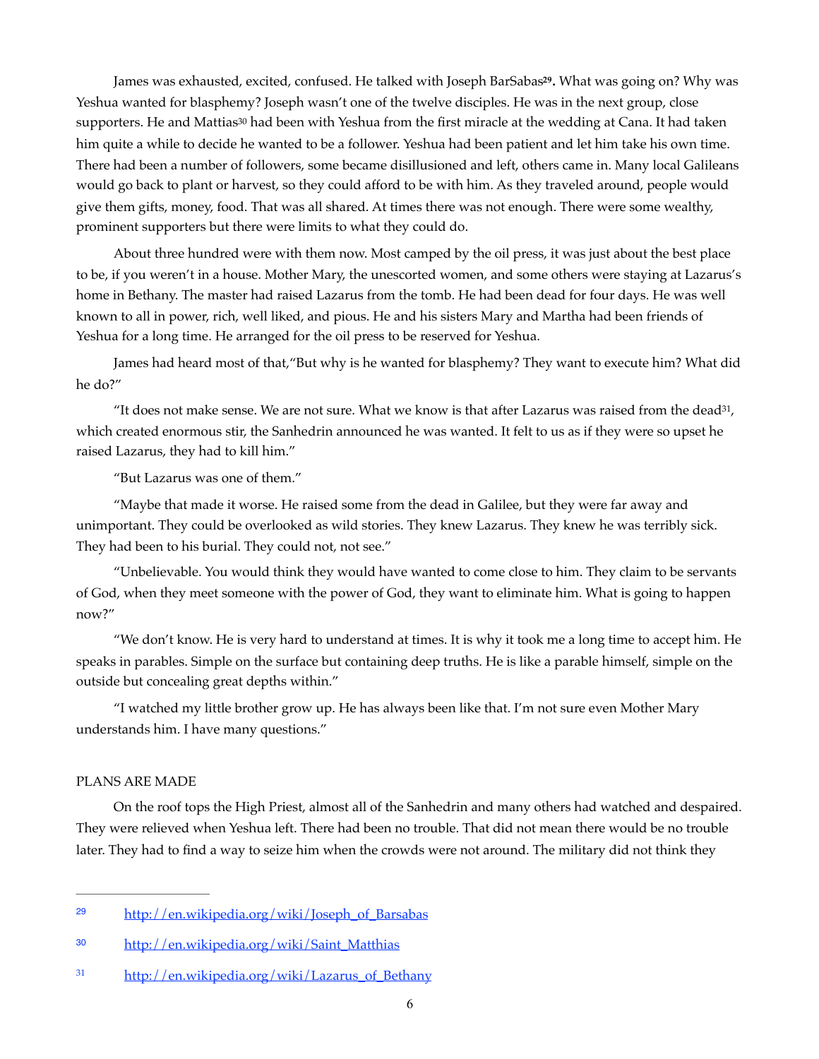James was exhausted, excited, confused. He talked with Joseph BarSabas[29]. What was going on? Why was Yeshua wanted for blasphemy? Joseph wasn't one of the twelve disciples. He was in the next group, close supporters. He and Mattias[30] had been with Yeshua from the first miracle at the wedding at Cana. It had taken him quite a while to decide he wanted to be a follower. Yeshua had been patient and let him take his own time. There had been a number of followers, some became disillusioned and left, others came in. Many local Galileans would go back to plant or harvest, so they could afford to be with him. As they traveled around, people would give them gifts, money, food. That was all shared. At times there was not enough. There were some wealthy, prominent supporters but there were limits to what they could do.

About three hundred were with them now. Most camped by the oil press, it was just about the best place to be, if you weren't in a house. Mother Mary, the unescorted women, and some others were staying at Lazarus's home in Bethany. The master had raised Lazarus from the tomb. He had been dead for four days. He was well known to all in power, rich, well liked, and pious. He and his sisters Mary and Martha had been friends of Yeshua for a long time. He arranged for the oil press to be reserved for Yeshua.

James had heard most of that,"But why is he wanted for blasphemy? They want to execute him? What did he do?"

"It does not make sense. We are not sure. What we know is that after Lazarus was raised from the dead[31], which created enormous stir, the Sanhedrin announced he was wanted. It felt to us as if they were so upset he raised Lazarus, they had to kill him."

"But Lazarus was one of them."

"Maybe that made it worse. He raised some from the dead in Galilee, but they were far away and unimportant. They could be overlooked as wild stories. They knew Lazarus. They knew he was terribly sick. They had been to his burial. They could not, not see."

"Unbelievable. You would think they would have wanted to come close to him. They claim to be servants of God, when they meet someone with the power of God, they want to eliminate him. What is going to happen now?"

"We don't know. He is very hard to understand at times. It is why it took me a long time to accept him. He speaks in parables. Simple on the surface but containing deep truths. He is like a parable himself, simple on the outside but concealing great depths within."

"I watched my little brother grow up. He has always been like that. I'm not sure even Mother Mary understands him. I have many questions."

## PLANS ARE MADE

On the roof tops the High Priest, almost all of the Sanhedrin and many others had watched and despaired. They were relieved when Yeshua left. There had been no trouble. That did not mean there would be no trouble later. They had to find a way to seize him when the crowds were not around. The military did not think they

---

[29] http://en.wikipedia.org/wiki/Joseph_of_Barsabas

[30] http://en.wikipedia.org/wiki/Saint_Matthias

[31] http://en.wikipedia.org/wiki/Lazarus_of_Bethany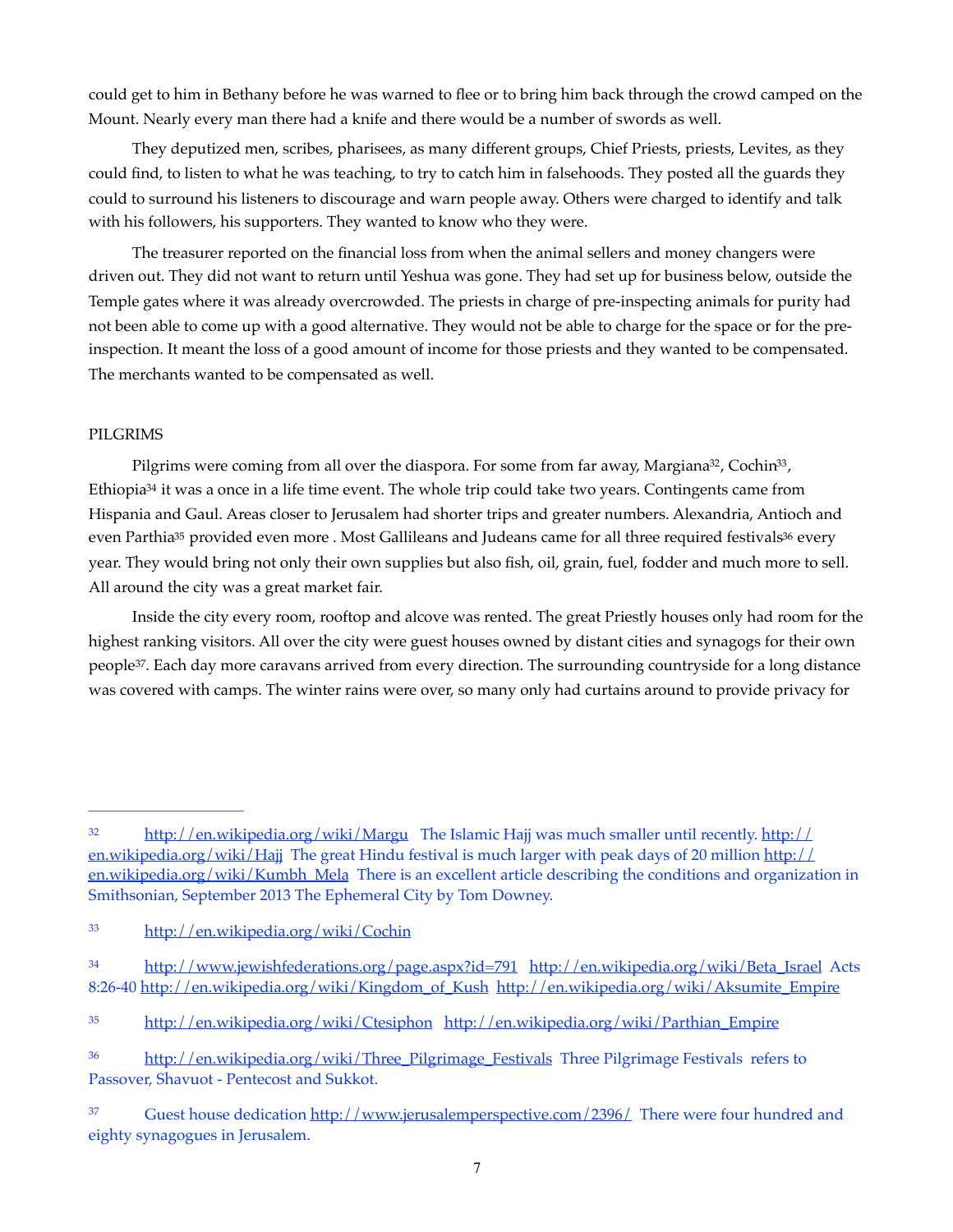could get to him in Bethany before he was warned to flee or to bring him back through the crowd camped on the Mount. Nearly every man there had a knife and there would be a number of swords as well.

They deputized men, scribes, pharisees, as many different groups, Chief Priests, priests, Levites, as they could find, to listen to what he was teaching, to try to catch him in falsehoods. They posted all the guards they could to surround his listeners to discourage and warn people away. Others were charged to identify and talk with his followers, his supporters. They wanted to know who they were.

The treasurer reported on the financial loss from when the animal sellers and money changers were driven out. They did not want to return until Yeshua was gone. They had set up for business below, outside the Temple gates where it was already overcrowded. The priests in charge of pre-inspecting animals for purity had not been able to come up with a good alternative. They would not be able to charge for the space or for the pre-inspection. It meant the loss of a good amount of income for those priests and they wanted to be compensated. The merchants wanted to be compensated as well.

## PILGRIMS

Pilgrims were coming from all over the diaspora. For some from far away, Margiana[32], Cochin[33], Ethiopia[34] it was a once in a life time event. The whole trip could take two years. Contingents came from Hispania and Gaul. Areas closer to Jerusalem had shorter trips and greater numbers. Alexandria, Antioch and even Parthia[35] provided even more . Most Gallileans and Judeans came for all three required festivals[36] every year. They would bring not only their own supplies but also fish, oil, grain, fuel, fodder and much more to sell. All around the city was a great market fair.

Inside the city every room, rooftop and alcove was rented. The great Priestly houses only had room for the highest ranking visitors. All over the city were guest houses owned by distant cities and synagogs for their own people[37]. Each day more caravans arrived from every direction. The surrounding countryside for a long distance was covered with camps. The winter rains were over, so many only had curtains around to provide privacy for

---

[32] http://en.wikipedia.org/wiki/Margu The Islamic Hajj was much smaller until recently. http://en.wikipedia.org/wiki/Hajj The great Hindu festival is much larger with peak days of 20 million http://en.wikipedia.org/wiki/Kumbh_Mela There is an excellent article describing the conditions and organization in Smithsonian, September 2013 The Ephemeral City by Tom Downey.

[33] http://en.wikipedia.org/wiki/Cochin

[34] http://www.jewishfederations.org/page.aspx?id=791 http://en.wikipedia.org/wiki/Beta_Israel Acts 8:26-40 http://en.wikipedia.org/wiki/Kingdom_of_Kush http://en.wikipedia.org/wiki/Aksumite_Empire

[35] http://en.wikipedia.org/wiki/Ctesiphon http://en.wikipedia.org/wiki/Parthian_Empire

[36] http://en.wikipedia.org/wiki/Three_Pilgrimage_Festivals Three Pilgrimage Festivals refers to Passover, Shavuot - Pentecost and Sukkot.

[37] Guest house dedication http://www.jerusalemperspective.com/2396/ There were four hundred and eighty synagogues in Jerusalem.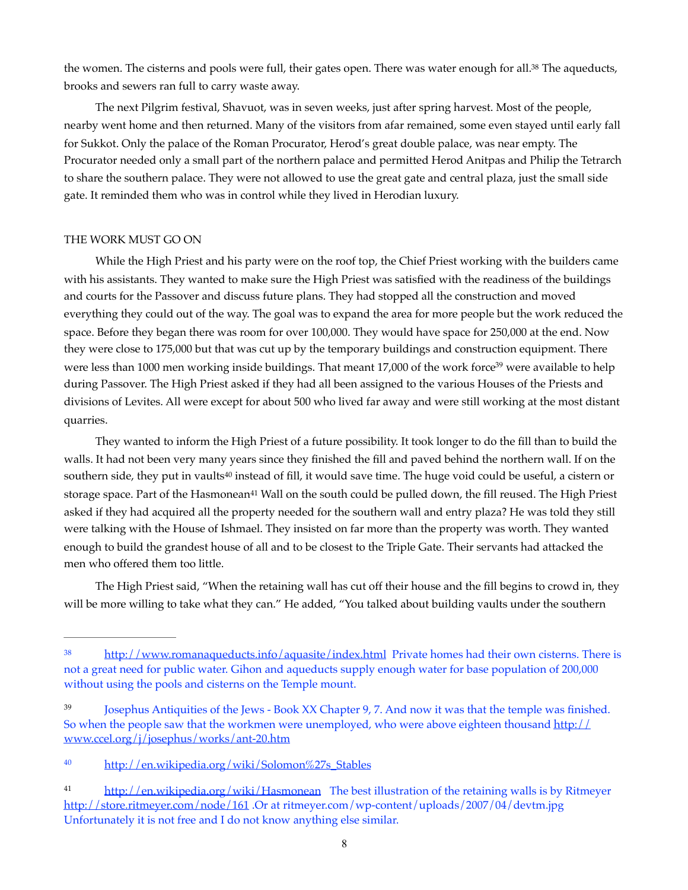the women. The cisterns and pools were full, their gates open. There was water enough for all.[38] The aqueducts, brooks and sewers ran full to carry waste away.

The next Pilgrim festival, Shavuot, was in seven weeks, just after spring harvest. Most of the people, nearby went home and then returned. Many of the visitors from afar remained, some even stayed until early fall for Sukkot. Only the palace of the Roman Procurator, Herod's great double palace, was near empty. The Procurator needed only a small part of the northern palace and permitted Herod Anitpas and Philip the Tetrarch to share the southern palace. They were not allowed to use the great gate and central plaza, just the small side gate. It reminded them who was in control while they lived in Herodian luxury.

## THE WORK MUST GO ON

While the High Priest and his party were on the roof top, the Chief Priest working with the builders came with his assistants. They wanted to make sure the High Priest was satisfied with the readiness of the buildings and courts for the Passover and discuss future plans. They had stopped all the construction and moved everything they could out of the way. The goal was to expand the area for more people but the work reduced the space. Before they began there was room for over 100,000. They would have space for 250,000 at the end. Now they were close to 175,000 but that was cut up by the temporary buildings and construction equipment. There were less than 1000 men working inside buildings. That meant 17,000 of the work force[39] were available to help during Passover. The High Priest asked if they had all been assigned to the various Houses of the Priests and divisions of Levites. All were except for about 500 who lived far away and were still working at the most distant quarries.

They wanted to inform the High Priest of a future possibility. It took longer to do the fill than to build the walls. It had not been very many years since they finished the fill and paved behind the northern wall. If on the southern side, they put in vaults[40] instead of fill, it would save time. The huge void could be useful, a cistern or storage space. Part of the Hasmonean[41] Wall on the south could be pulled down, the fill reused. The High Priest asked if they had acquired all the property needed for the southern wall and entry plaza? He was told they still were talking with the House of Ishmael. They insisted on far more than the property was worth. They wanted enough to build the grandest house of all and to be closest to the Triple Gate. Their servants had attacked the men who offered them too little.

The High Priest said, "When the retaining wall has cut off their house and the fill begins to crowd in, they will be more willing to take what they can." He added, "You talked about building vaults under the southern

---

[38] http://www.romanaqueducts.info/aquasite/index.html Private homes had their own cisterns. There is not a great need for public water. Gihon and aqueducts supply enough water for base population of 200,000 without using the pools and cisterns on the Temple mount.

[39] Josephus Antiquities of the Jews - Book XX Chapter 9, 7. And now it was that the temple was finished. So when the people saw that the workmen were unemployed, who were above eighteen thousand http://www.ccel.org/j/josephus/works/ant-20.htm

[40] http://en.wikipedia.org/wiki/Solomon%27s_Stables

[41] http://en.wikipedia.org/wiki/Hasmonean The best illustration of the retaining walls is by Ritmeyer http://store.ritmeyer.com/node/161 .Or at ritmeyer.com/wp-content/uploads/2007/04/devtm.jpg Unfortunately it is not free and I do not know anything else similar.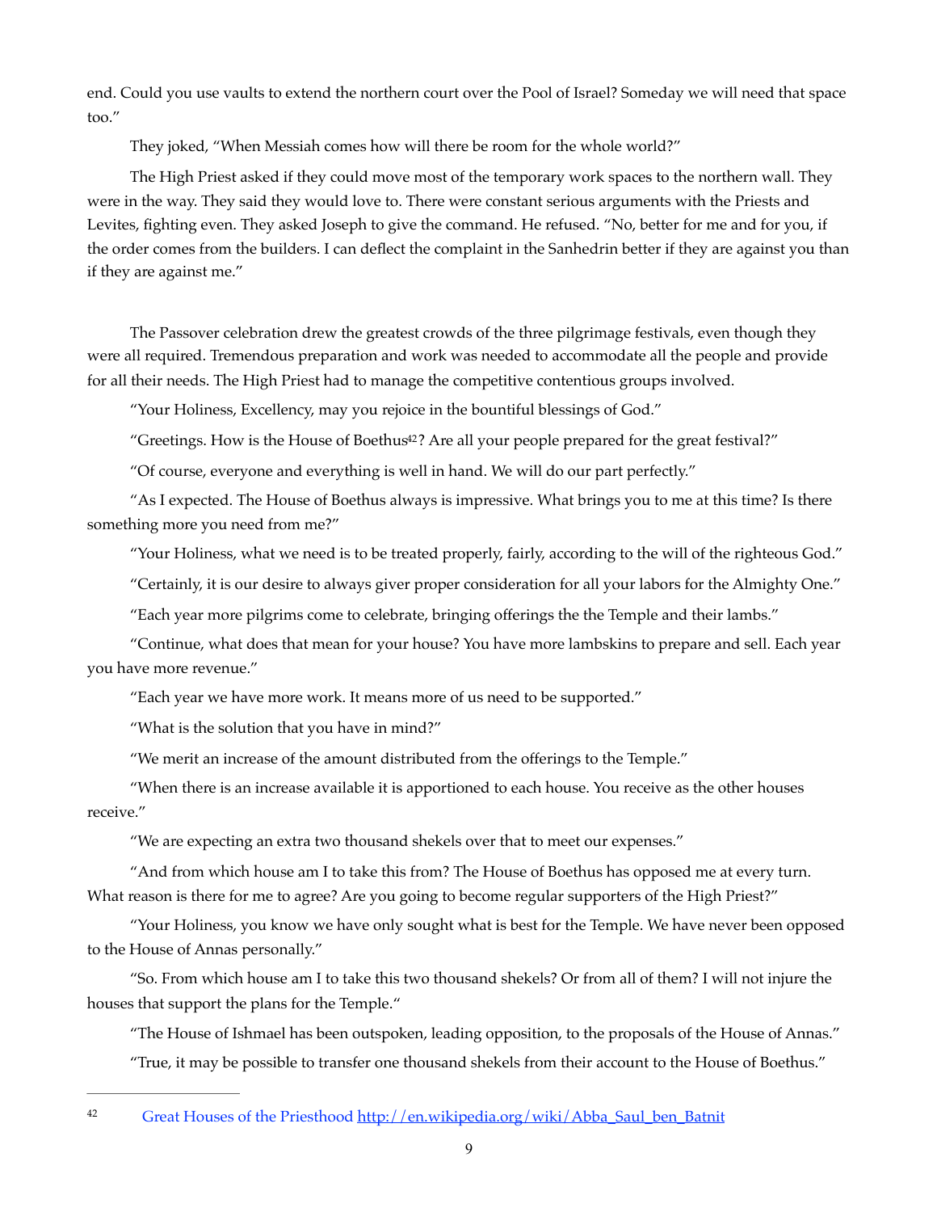end. Could you use vaults to extend the northern court over the Pool of Israel? Someday we will need that space too."

They joked, "When Messiah comes how will there be room for the whole world?"

The High Priest asked if they could move most of the temporary work spaces to the northern wall. They were in the way. They said they would love to. There were constant serious arguments with the Priests and Levites, fighting even. They asked Joseph to give the command. He refused. "No, better for me and for you, if the order comes from the builders. I can deflect the complaint in the Sanhedrin better if they are against you than if they are against me."

The Passover celebration drew the greatest crowds of the three pilgrimage festivals, even though they were all required. Tremendous preparation and work was needed to accommodate all the people and provide for all their needs. The High Priest had to manage the competitive contentious groups involved.

"Your Holiness, Excellency, may you rejoice in the bountiful blessings of God."

"Greetings. How is the House of Boethus[42]? Are all your people prepared for the great festival?"

"Of course, everyone and everything is well in hand. We will do our part perfectly."

"As I expected. The House of Boethus always is impressive. What brings you to me at this time? Is there something more you need from me?"

"Your Holiness, what we need is to be treated properly, fairly, according to the will of the righteous God."

"Certainly, it is our desire to always giver proper consideration for all your labors for the Almighty One."

"Each year more pilgrims come to celebrate, bringing offerings the the Temple and their lambs."

"Continue, what does that mean for your house? You have more lambskins to prepare and sell. Each year you have more revenue."

"Each year we have more work. It means more of us need to be supported."

"What is the solution that you have in mind?"

"We merit an increase of the amount distributed from the offerings to the Temple."

"When there is an increase available it is apportioned to each house. You receive as the other houses receive."

"We are expecting an extra two thousand shekels over that to meet our expenses."

"And from which house am I to take this from? The House of Boethus has opposed me at every turn. What reason is there for me to agree? Are you going to become regular supporters of the High Priest?"

"Your Holiness, you know we have only sought what is best for the Temple. We have never been opposed to the House of Annas personally."

"So. From which house am I to take this two thousand shekels? Or from all of them? I will not injure the houses that support the plans for the Temple."

"The House of Ishmael has been outspoken, leading opposition, to the proposals of the House of Annas."

"True, it may be possible to transfer one thousand shekels from their account to the House of Boethus."

---

[42] Great Houses of the Priesthood http://en.wikipedia.org/wiki/Abba_Saul_ben_Batnit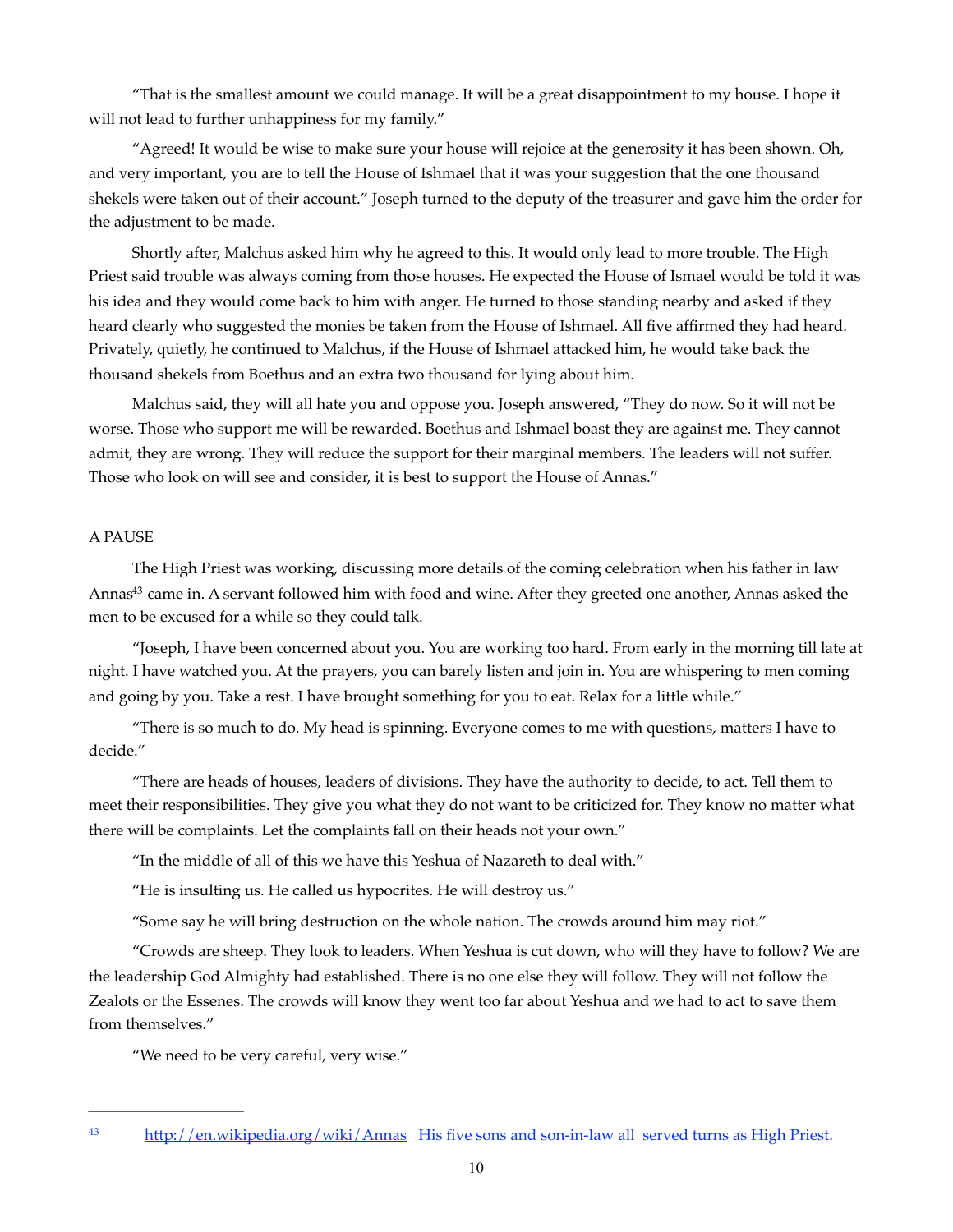"That is the smallest amount we could manage. It will be a great disappointment to my house. I hope it will not lead to further unhappiness for my family."

"Agreed! It would be wise to make sure your house will rejoice at the generosity it has been shown. Oh, and very important, you are to tell the House of Ishmael that it was your suggestion that the one thousand shekels were taken out of their account." Joseph turned to the deputy of the treasurer and gave him the order for the adjustment to be made.

Shortly after, Malchus asked him why he agreed to this. It would only lead to more trouble. The High Priest said trouble was always coming from those houses. He expected the House of Ismael would be told it was his idea and they would come back to him with anger. He turned to those standing nearby and asked if they heard clearly who suggested the monies be taken from the House of Ishmael. All five affirmed they had heard. Privately, quietly, he continued to Malchus, if the House of Ishmael attacked him, he would take back the thousand shekels from Boethus and an extra two thousand for lying about him.

Malchus said, they will all hate you and oppose you. Joseph answered, "They do now. So it will not be worse. Those who support me will be rewarded. Boethus and Ishmael boast they are against me. They cannot admit, they are wrong. They will reduce the support for their marginal members. The leaders will not suffer. Those who look on will see and consider, it is best to support the House of Annas."

## A PAUSE

The High Priest was working, discussing more details of the coming celebration when his father in law Annas[43] came in. A servant followed him with food and wine. After they greeted one another, Annas asked the men to be excused for a while so they could talk.

"Joseph, I have been concerned about you. You are working too hard. From early in the morning till late at night. I have watched you. At the prayers, you can barely listen and join in. You are whispering to men coming and going by you. Take a rest. I have brought something for you to eat. Relax for a little while."

"There is so much to do. My head is spinning. Everyone comes to me with questions, matters I have to decide."

"There are heads of houses, leaders of divisions. They have the authority to decide, to act. Tell them to meet their responsibilities. They give you what they do not want to be criticized for. They know no matter what there will be complaints. Let the complaints fall on their heads not your own."

"In the middle of all of this we have this Yeshua of Nazareth to deal with."

"He is insulting us. He called us hypocrites. He will destroy us."

"Some say he will bring destruction on the whole nation. The crowds around him may riot."

"Crowds are sheep. They look to leaders. When Yeshua is cut down, who will they have to follow? We are the leadership God Almighty had established. There is no one else they will follow. They will not follow the Zealots or the Essenes. The crowds will know they went too far about Yeshua and we had to act to save them from themselves."

"We need to be very careful, very wise."

---

[43] http://en.wikipedia.org/wiki/Annas His five sons and son-in-law all served turns as High Priest.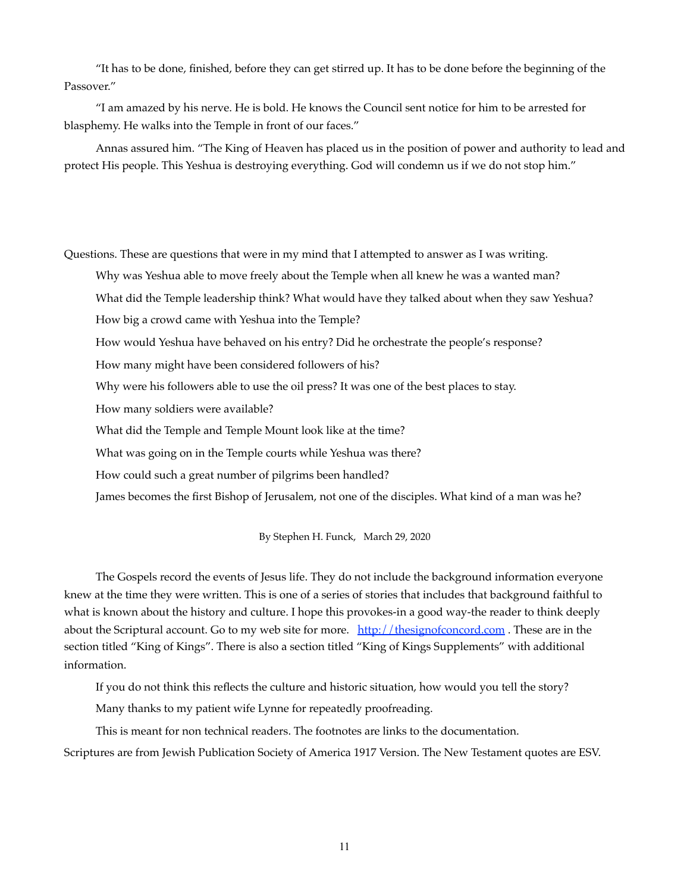"It has to be done, finished, before they can get stirred up. It has to be done before the beginning of the Passover."

"I am amazed by his nerve. He is bold. He knows the Council sent notice for him to be arrested for blasphemy. He walks into the Temple in front of our faces."

Annas assured him. "The King of Heaven has placed us in the position of power and authority to lead and protect His people. This Yeshua is destroying everything. God will condemn us if we do not stop him."

Questions. These are questions that were in my mind that I attempted to answer as I was writing.

Why was Yeshua able to move freely about the Temple when all knew he was a wanted man?

What did the Temple leadership think? What would have they talked about when they saw Yeshua?

How big a crowd came with Yeshua into the Temple?

How would Yeshua have behaved on his entry? Did he orchestrate the people's response?

How many might have been considered followers of his?

Why were his followers able to use the oil press? It was one of the best places to stay.

How many soldiers were available?

What did the Temple and Temple Mount look like at the time?

What was going on in the Temple courts while Yeshua was there?

How could such a great number of pilgrims been handled?

James becomes the first Bishop of Jerusalem, not one of the disciples. What kind of a man was he?

By Stephen H. Funck, March 29, 2020

The Gospels record the events of Jesus life. They do not include the background information everyone knew at the time they were written. This is one of a series of stories that includes that background faithful to what is known about the history and culture. I hope this provokes-in a good way-the reader to think deeply about the Scriptural account. Go to my web site for more. [http://thesignofconcord.com](http://thesignofconcord.com) . These are in the section titled "King of Kings". There is also a section titled "King of Kings Supplements" with additional information.

If you do not think this reflects the culture and historic situation, how would you tell the story?

Many thanks to my patient wife Lynne for repeatedly proofreading.

This is meant for non technical readers. The footnotes are links to the documentation.

Scriptures are from Jewish Publication Society of America 1917 Version. The New Testament quotes are ESV.